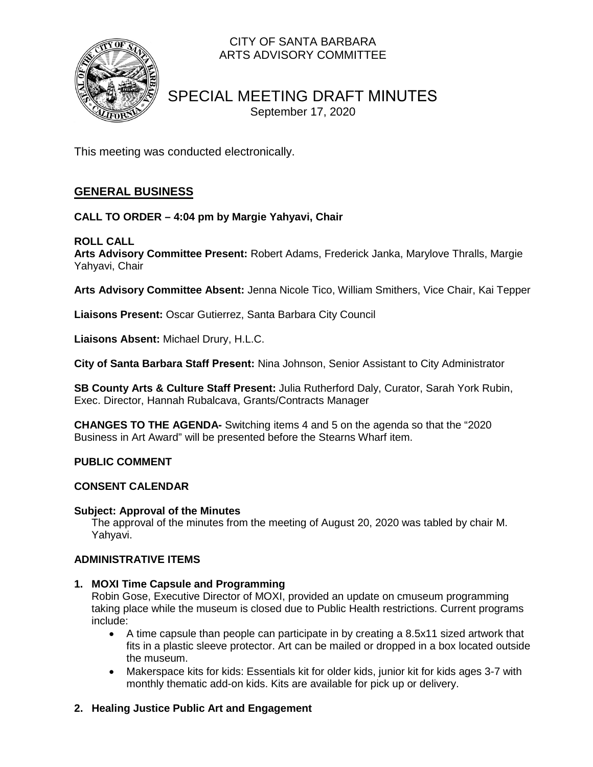CITY OF SANTA BARBARA
ARTS ADVISORY COMMITTEE

# SPECIAL MEETING DRAFT MINUTES

September 17, 2020

This meeting was conducted electronically.

## GENERAL BUSINESS

**CALL TO ORDER – 4:04 pm by Margie Yahyavi, Chair**

**ROLL CALL**

**Arts Advisory Committee Present:** Robert Adams, Frederick Janka, Marylove Thralls, Margie Yahyavi, Chair

**Arts Advisory Committee Absent:** Jenna Nicole Tico, William Smithers, Vice Chair, Kai Tepper

**Liaisons Present:** Oscar Gutierrez, Santa Barbara City Council

**Liaisons Absent:** Michael Drury, H.L.C.

**City of Santa Barbara Staff Present:** Nina Johnson, Senior Assistant to City Administrator

**SB County Arts & Culture Staff Present:** Julia Rutherford Daly, Curator, Sarah York Rubin, Exec. Director, Hannah Rubalcava, Grants/Contracts Manager

**CHANGES TO THE AGENDA-** Switching items 4 and 5 on the agenda so that the "2020 Business in Art Award" will be presented before the Stearns Wharf item.

**PUBLIC COMMENT**

**CONSENT CALENDAR**

**Subject: Approval of the Minutes**

The approval of the minutes from the meeting of August 20, 2020 was tabled by chair M. Yahyavi.

**ADMINISTRATIVE ITEMS**

**1. MOXI Time Capsule and Programming**

Robin Gose, Executive Director of MOXI, provided an update on cmuseum programming taking place while the museum is closed due to Public Health restrictions. Current programs include:

- A time capsule than people can participate in by creating a 8.5x11 sized artwork that fits in a plastic sleeve protector. Art can be mailed or dropped in a box located outside the museum.
- Makerspace kits for kids: Essentials kit for older kids, junior kit for kids ages 3-7 with monthly thematic add-on kids. Kits are available for pick up or delivery.

**2. Healing Justice Public Art and Engagement**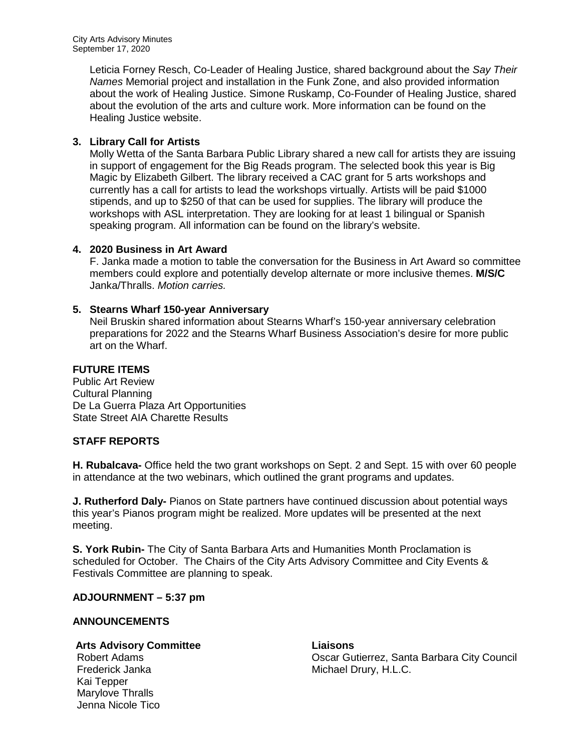Leticia Forney Resch, Co-Leader of Healing Justice, shared background about the *Say Their Names* Memorial project and installation in the Funk Zone, and also provided information about the work of Healing Justice. Simone Ruskamp, Co-Founder of Healing Justice, shared about the evolution of the arts and culture work. More information can be found on the Healing Justice website.

**3. Library Call for Artists**

Molly Wetta of the Santa Barbara Public Library shared a new call for artists they are issuing in support of engagement for the Big Reads program. The selected book this year is Big Magic by Elizabeth Gilbert. The library received a CAC grant for 5 arts workshops and currently has a call for artists to lead the workshops virtually. Artists will be paid $1000 stipends, and up to $250 of that can be used for supplies. The library will produce the workshops with ASL interpretation. They are looking for at least 1 bilingual or Spanish speaking program. All information can be found on the library's website.

**4. 2020 Business in Art Award**

F. Janka made a motion to table the conversation for the Business in Art Award so committee members could explore and potentially develop alternate or more inclusive themes. **M/S/C** Janka/Thralls. *Motion carries.*

**5. Stearns Wharf 150-year Anniversary**

Neil Bruskin shared information about Stearns Wharf's 150-year anniversary celebration preparations for 2022 and the Stearns Wharf Business Association's desire for more public art on the Wharf.

## FUTURE ITEMS

Public Art Review
Cultural Planning
De La Guerra Plaza Art Opportunities
State Street AIA Charette Results

## STAFF REPORTS

**H. Rubalcava-** Office held the two grant workshops on Sept. 2 and Sept. 15 with over 60 people in attendance at the two webinars, which outlined the grant programs and updates.

**J. Rutherford Daly-** Pianos on State partners have continued discussion about potential ways this year's Pianos program might be realized. More updates will be presented at the next meeting.

**S. York Rubin-** The City of Santa Barbara Arts and Humanities Month Proclamation is scheduled for October. The Chairs of the City Arts Advisory Committee and City Events & Festivals Committee are planning to speak.

## ADJOURNMENT – 5:37 pm

## ANNOUNCEMENTS

**Arts Advisory Committee**
Robert Adams
Frederick Janka
Kai Tepper
Marylove Thralls
Jenna Nicole Tico

**Liaisons**
Oscar Gutierrez, Santa Barbara City Council
Michael Drury, H.L.C.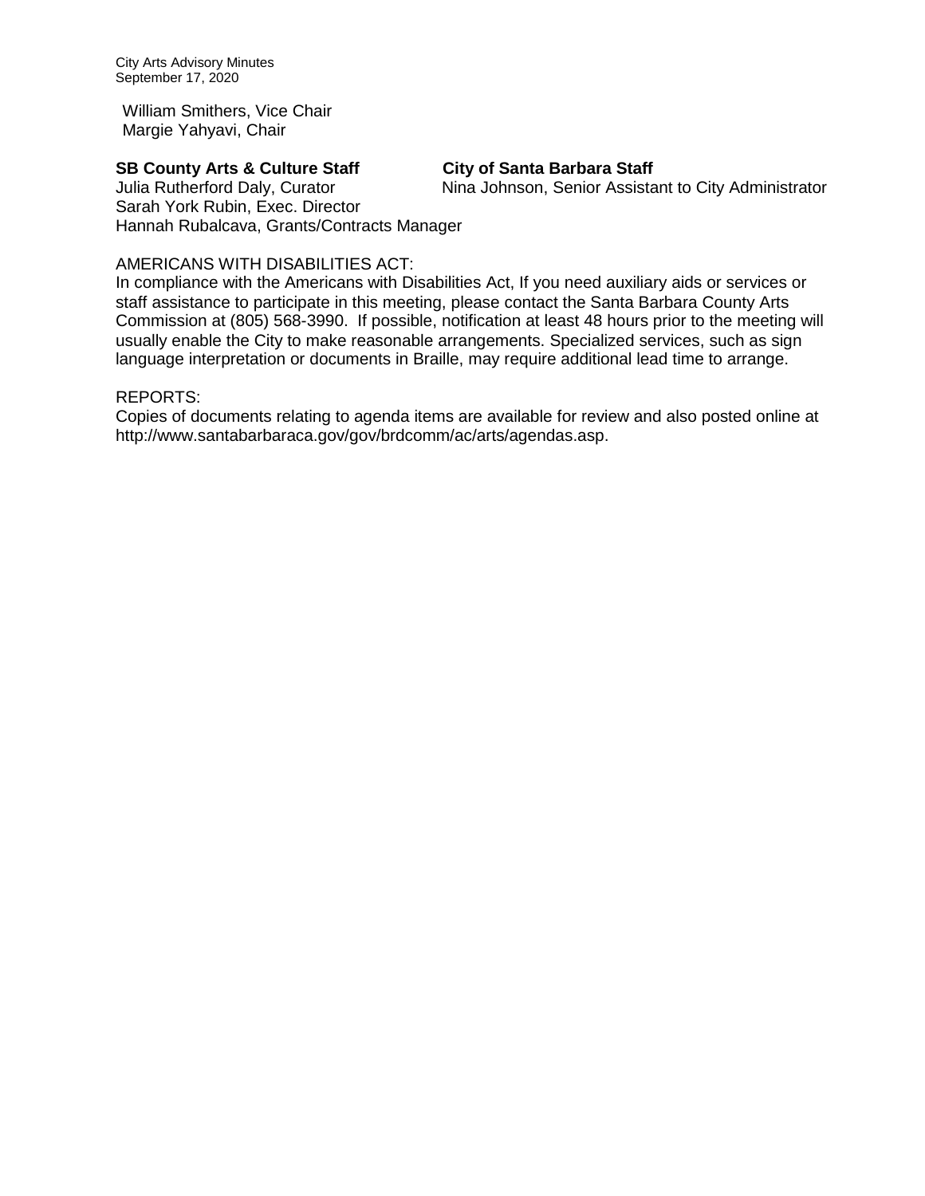William Smithers, Vice Chair
Margie Yahyavi, Chair

| **SB County Arts & Culture Staff** | **City of Santa Barbara Staff** |
| --- | --- |
| Julia Rutherford Daly, Curator | Nina Johnson, Senior Assistant to City Administrator |
| Sarah York Rubin, Exec. Director | |
| Hannah Rubalcava, Grants/Contracts Manager | |

AMERICANS WITH DISABILITIES ACT:
In compliance with the Americans with Disabilities Act, If you need auxiliary aids or services or staff assistance to participate in this meeting, please contact the Santa Barbara County Arts Commission at (805) 568-3990. If possible, notification at least 48 hours prior to the meeting will usually enable the City to make reasonable arrangements. Specialized services, such as sign language interpretation or documents in Braille, may require additional lead time to arrange.

REPORTS:
Copies of documents relating to agenda items are available for review and also posted online at http://www.santabarbaraca.gov/gov/brdcomm/ac/arts/agendas.asp.